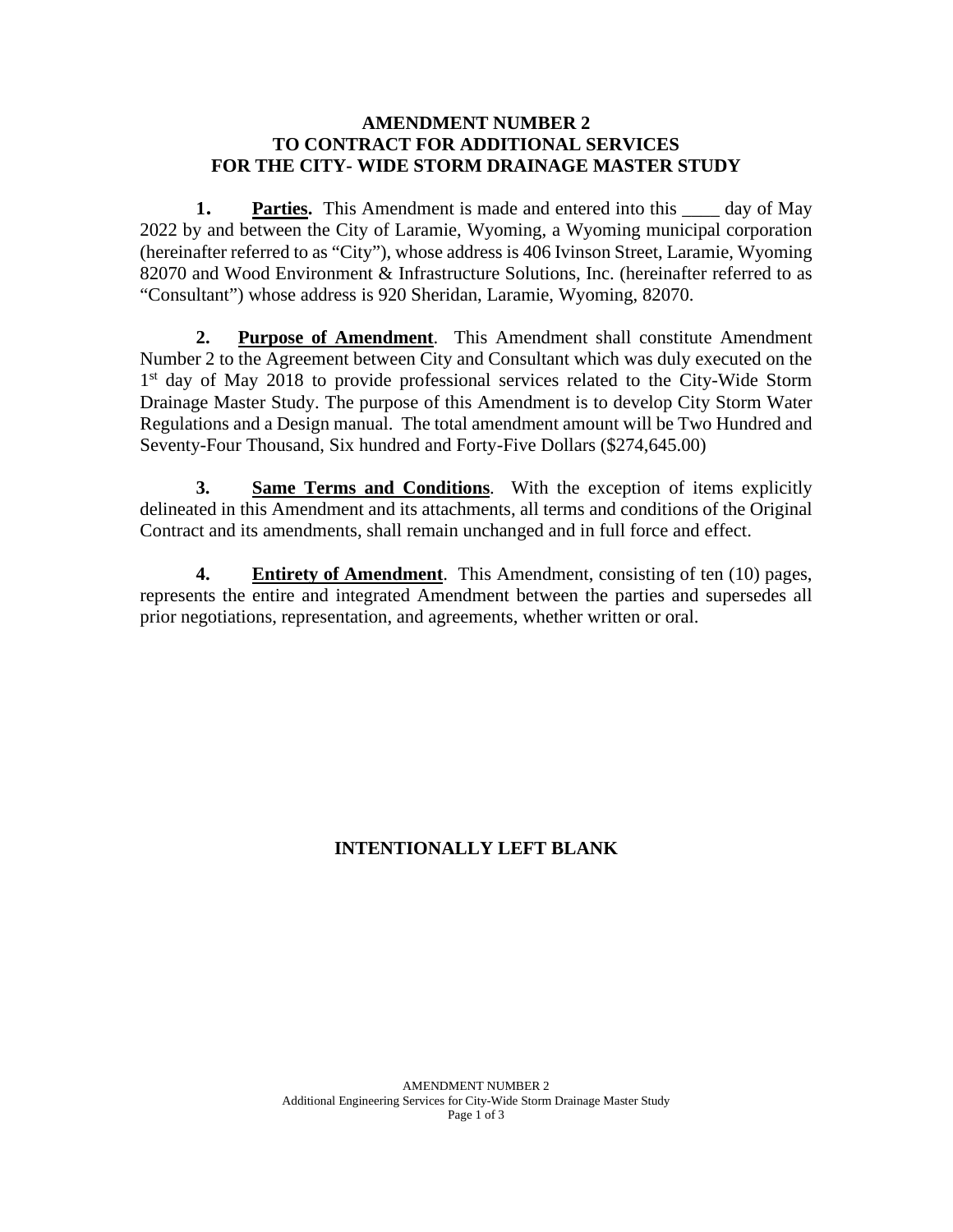# AMENDMENT NUMBER 2
# TO CONTRACT FOR ADDITIONAL SERVICES
# FOR THE CITY- WIDE STORM DRAINAGE MASTER STUDY

**1. Parties.** This Amendment is made and entered into this ____ day of May 2022 by and between the City of Laramie, Wyoming, a Wyoming municipal corporation (hereinafter referred to as "City"), whose address is 406 Ivinson Street, Laramie, Wyoming 82070 and Wood Environment & Infrastructure Solutions, Inc. (hereinafter referred to as "Consultant") whose address is 920 Sheridan, Laramie, Wyoming, 82070.

**2. Purpose of Amendment**. This Amendment shall constitute Amendment Number 2 to the Agreement between City and Consultant which was duly executed on the 1st day of May 2018 to provide professional services related to the City-Wide Storm Drainage Master Study. The purpose of this Amendment is to develop City Storm Water Regulations and a Design manual. The total amendment amount will be Two Hundred and Seventy-Four Thousand, Six hundred and Forty-Five Dollars ($274,645.00)

**3. Same Terms and Conditions**. With the exception of items explicitly delineated in this Amendment and its attachments, all terms and conditions of the Original Contract and its amendments, shall remain unchanged and in full force and effect.

**4. Entirety of Amendment**. This Amendment, consisting of ten (10) pages, represents the entire and integrated Amendment between the parties and supersedes all prior negotiations, representation, and agreements, whether written or oral.

**INTENTIONALLY LEFT BLANK**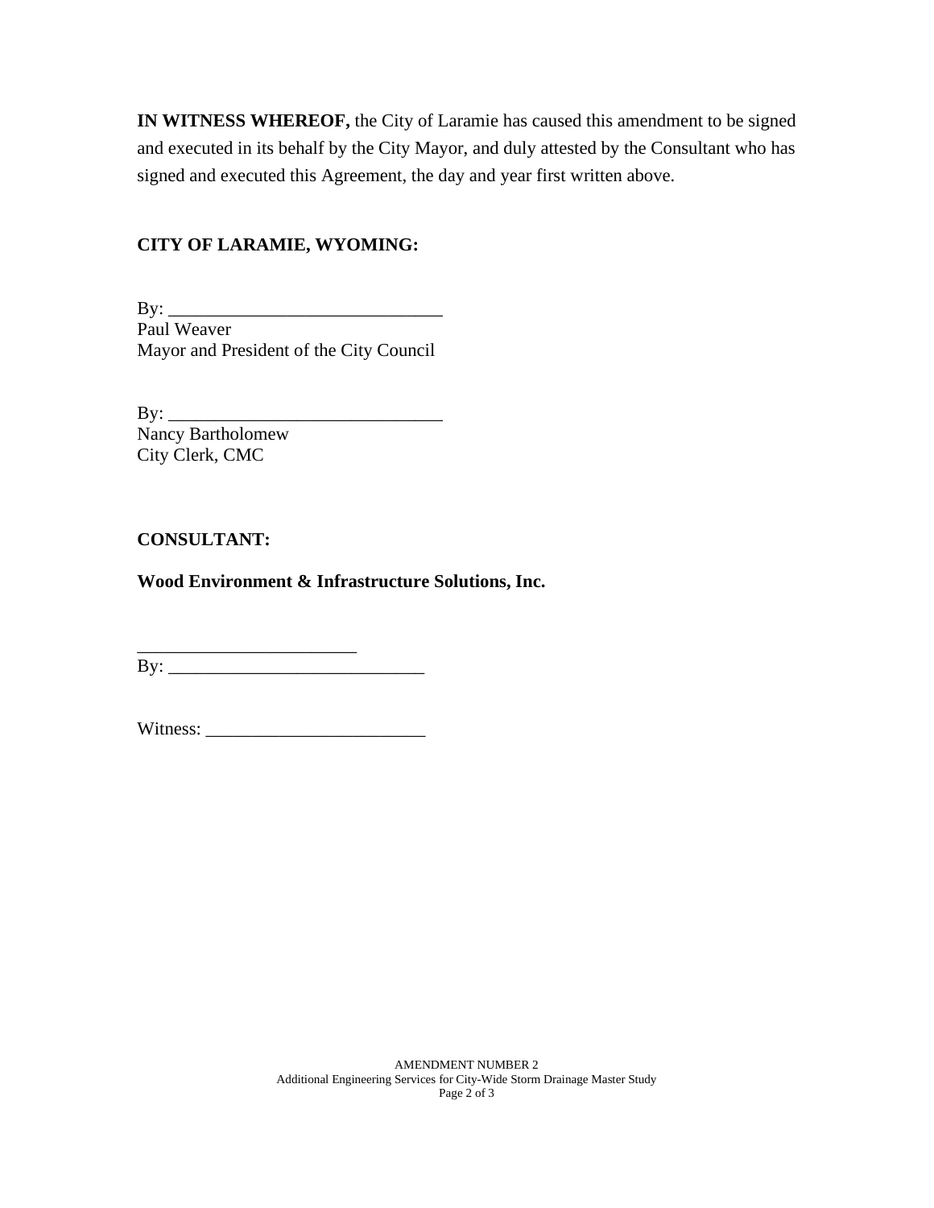**IN WITNESS WHEREOF,** the City of Laramie has caused this amendment to be signed and executed in its behalf by the City Mayor, and duly attested by the Consultant who has signed and executed this Agreement, the day and year first written above.

**CITY OF LARAMIE, WYOMING:**

By: ______________________________
Paul Weaver
Mayor and President of the City Council

By: ______________________________
Nancy Bartholomew
City Clerk, CMC

**CONSULTANT:**

**Wood Environment & Infrastructure Solutions, Inc.**

________________________
By: ____________________________

Witness: ________________________